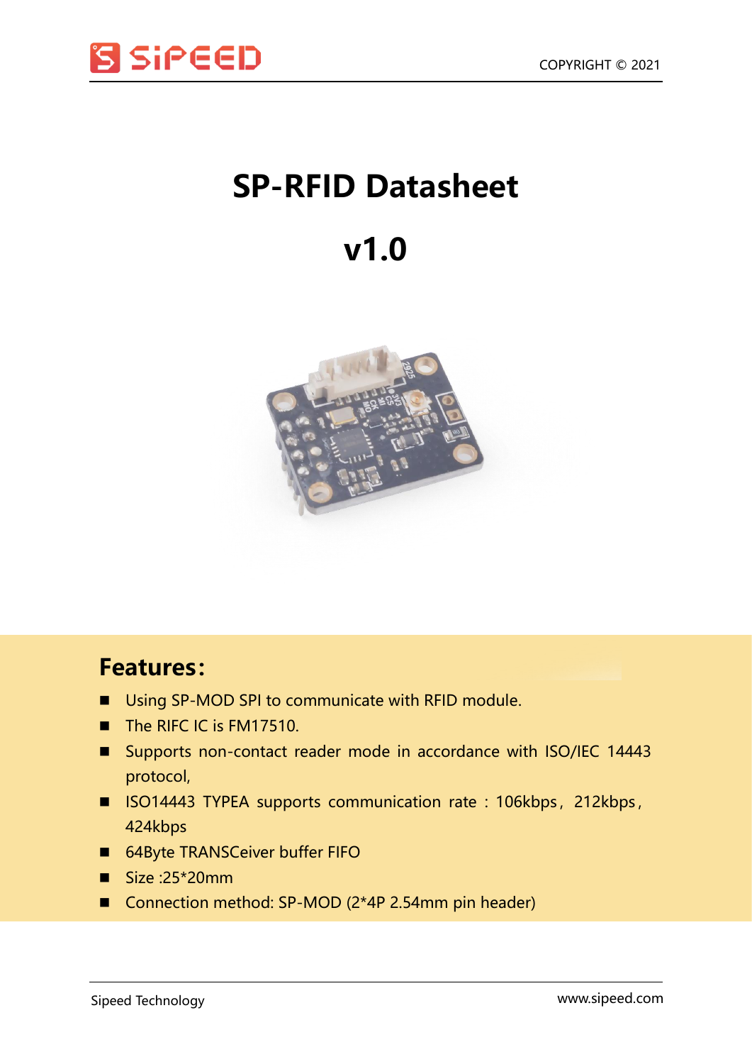# SP-RFID Datasheet

# v1.0

## Features:

- Using SP-MOD SPI to communicate with RFID module.
- The RIFC IC is FM17510.
- Supports non-contact reader mode in accordance with ISO/IEC 14443 protocol,
- ISO14443 TYPEA supports communication rate : 106kbps，212kbps，424kbps
- 64Byte TRANSCeiver buffer FIFO
- Size :25*20mm
- Connection method: SP-MOD (2*4P 2.54mm pin header)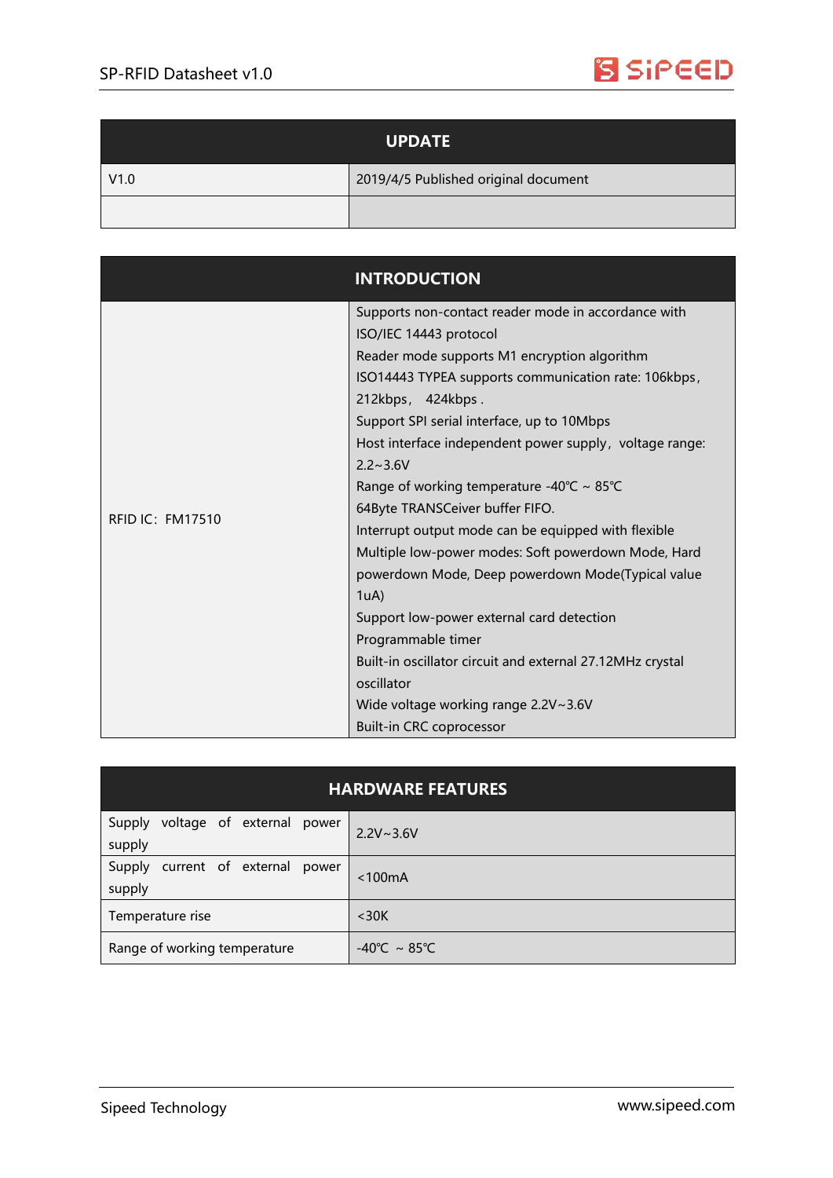| UPDATE | |
|---|---|
| V1.0 | 2019/4/5 Published original document |
| | |

| INTRODUCTION | |
|---|---|
| RFID IC：FM17510 | Supports non-contact reader mode in accordance with ISO/IEC 14443 protocol<br>Reader mode supports M1 encryption algorithm<br>ISO14443 TYPEA supports communication rate: 106kbps，212kbps， 424kbps .<br>Support SPI serial interface, up to 10Mbps<br>Host interface independent power supply，voltage range: 2.2~3.6V<br>Range of working temperature -40℃ ~ 85℃<br>64Byte TRANSCeiver buffer FIFO.<br>Interrupt output mode can be equipped with flexible<br>Multiple low-power modes: Soft powerdown Mode, Hard powerdown Mode, Deep powerdown Mode(Typical value 1uA)<br>Support low-power external card detection<br>Programmable timer<br>Built-in oscillator circuit and external 27.12MHz crystal oscillator<br>Wide voltage working range 2.2V~3.6V<br>Built-in CRC coprocessor |

| HARDWARE FEATURES | |
|---|---|
| Supply voltage of external power supply | 2.2V~3.6V |
| Supply current of external power supply | <100mA |
| Temperature rise | <30K |
| Range of working temperature | -40℃ ~ 85℃ |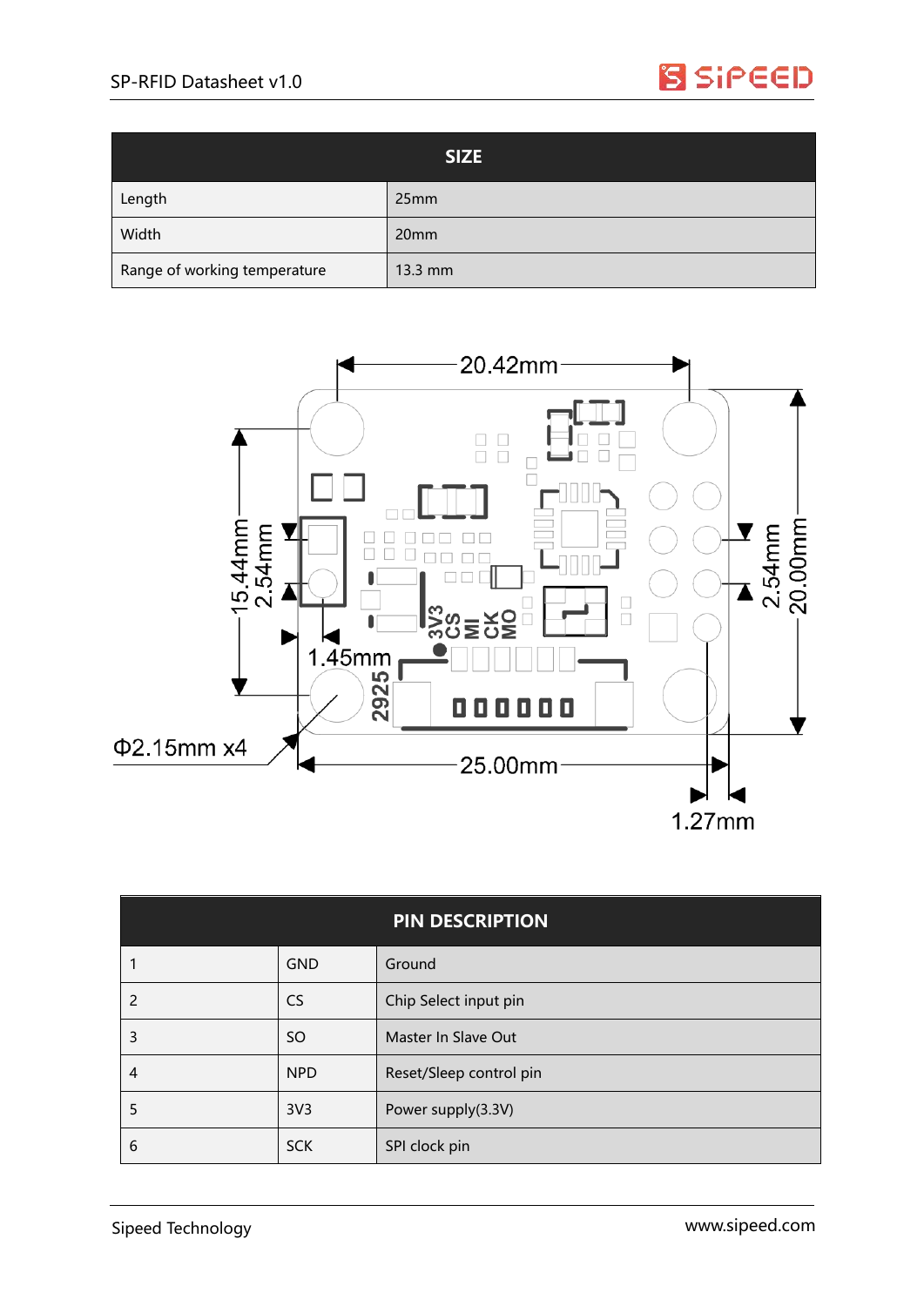| SIZE | |
|---|---|
| Length | 25mm |
| Width | 20mm |
| Range of working temperature | 13.3 mm |

| PIN DESCRIPTION | | |
|---|---|---|
| 1 | GND | Ground |
| 2 | CS | Chip Select input pin |
| 3 | SO | Master In Slave Out |
| 4 | NPD | Reset/Sleep control pin |
| 5 | 3V3 | Power supply(3.3V) |
| 6 | SCK | SPI clock pin |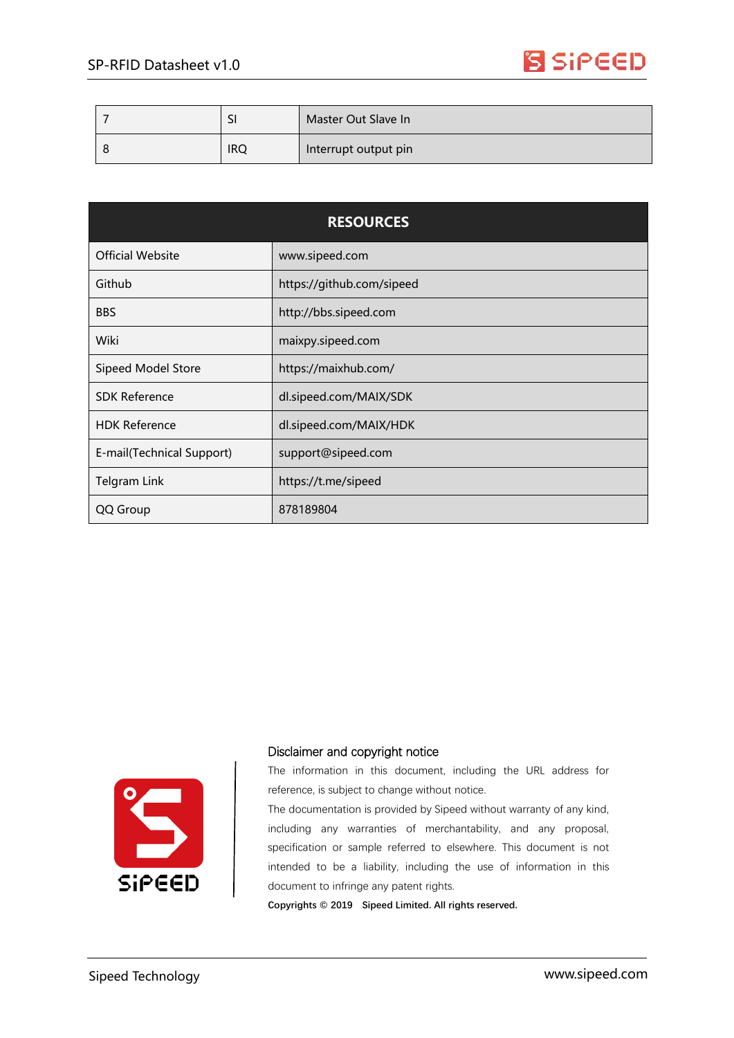| | | |
|---|---|---|
| 7 | SI | Master Out Slave In |
| 8 | IRQ | Interrupt output pin |

| RESOURCES | |
|---|---|
| Official Website | www.sipeed.com |
| Github | https://github.com/sipeed |
| BBS | http://bbs.sipeed.com |
| Wiki | maixpy.sipeed.com |
| Sipeed Model Store | https://maixhub.com/ |
| SDK Reference | dl.sipeed.com/MAIX/SDK |
| HDK Reference | dl.sipeed.com/MAIX/HDK |
| E-mail(Technical Support) | support@sipeed.com |
| Telgram Link | https://t.me/sipeed |
| QQ Group | 878189804 |

SIPEED

Disclaimer and copyright notice

The information in this document, including the URL address for reference, is subject to change without notice.

The documentation is provided by Sipeed without warranty of any kind, including any warranties of merchantability, and any proposal, specification or sample referred to elsewhere. This document is not intended to be a liability, including the use of information in this document to infringe any patent rights.

**Copyrights © 2019 Sipeed Limited. All rights reserved.**